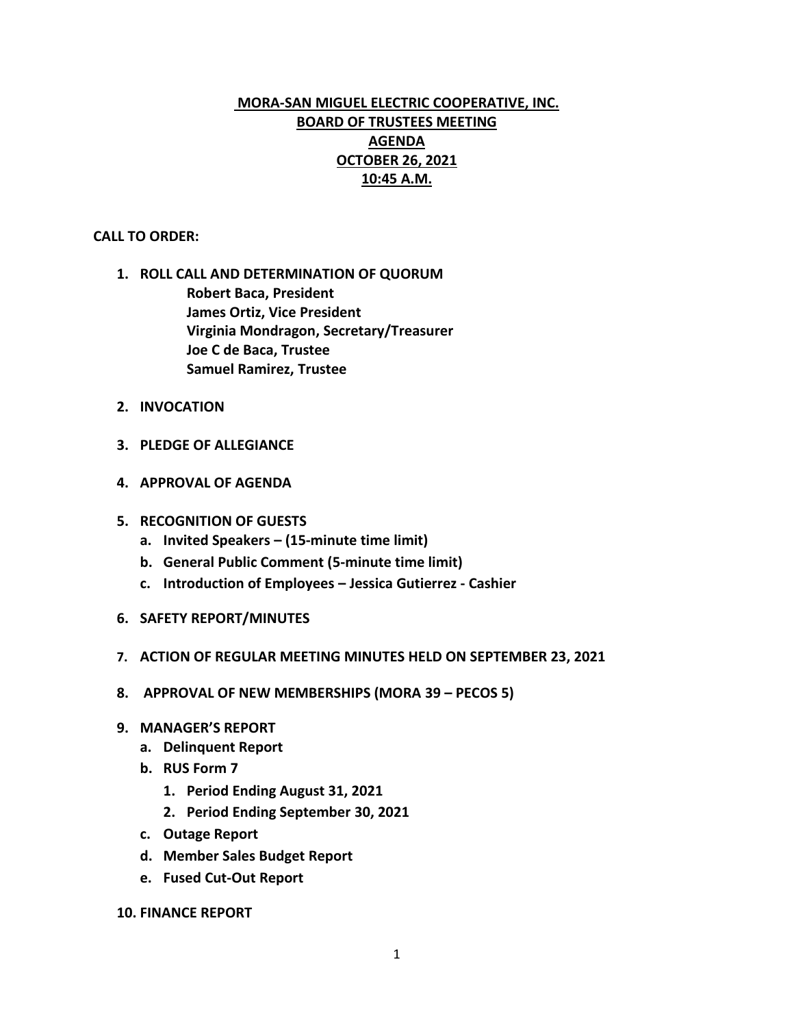# MORA-SAN MIGUEL ELECTRIC COOPERATIVE, INC.
## BOARD OF TRUSTEES MEETING
## AGENDA
## OCTOBER 26, 2021
## 10:45 A.M.

**CALL TO ORDER:**

1. **ROLL CALL AND DETERMINATION OF QUORUM**
   - **Robert Baca, President**
   - **James Ortiz, Vice President**
   - **Virginia Mondragon, Secretary/Treasurer**
   - **Joe C de Baca, Trustee**
   - **Samuel Ramirez, Trustee**

2. **INVOCATION**

3. **PLEDGE OF ALLEGIANCE**

4. **APPROVAL OF AGENDA**

5. **RECOGNITION OF GUESTS**
   a. **Invited Speakers – (15-minute time limit)**
   b. **General Public Comment (5-minute time limit)**
   c. **Introduction of Employees – Jessica Gutierrez - Cashier**

6. **SAFETY REPORT/MINUTES**

7. **ACTION OF REGULAR MEETING MINUTES HELD ON SEPTEMBER 23, 2021**

8. **APPROVAL OF NEW MEMBERSHIPS (MORA 39 – PECOS 5)**

9. **MANAGER'S REPORT**
   a. **Delinquent Report**
   b. **RUS Form 7**
      1. **Period Ending August 31, 2021**
      2. **Period Ending September 30, 2021**
   c. **Outage Report**
   d. **Member Sales Budget Report**
   e. **Fused Cut-Out Report**

10. **FINANCE REPORT**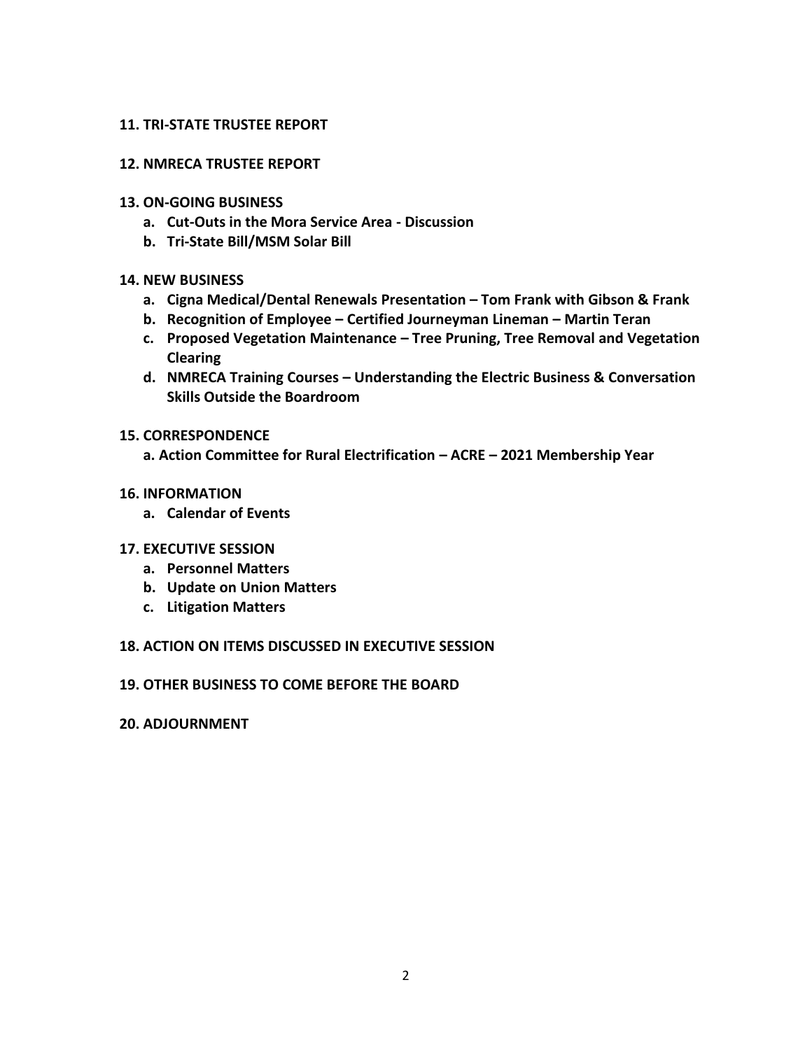**11. TRI-STATE TRUSTEE REPORT**

**12. NMRECA TRUSTEE REPORT**

**13. ON-GOING BUSINESS**

- **a. Cut-Outs in the Mora Service Area - Discussion**
- **b. Tri-State Bill/MSM Solar Bill**

**14. NEW BUSINESS**

- **a. Cigna Medical/Dental Renewals Presentation – Tom Frank with Gibson & Frank**
- **b. Recognition of Employee – Certified Journeyman Lineman – Martin Teran**
- **c. Proposed Vegetation Maintenance – Tree Pruning, Tree Removal and Vegetation Clearing**
- **d. NMRECA Training Courses – Understanding the Electric Business & Conversation Skills Outside the Boardroom**

**15. CORRESPONDENCE**

- **a. Action Committee for Rural Electrification – ACRE – 2021 Membership Year**

**16. INFORMATION**

- **a. Calendar of Events**

**17. EXECUTIVE SESSION**

- **a. Personnel Matters**
- **b. Update on Union Matters**
- **c. Litigation Matters**

**18. ACTION ON ITEMS DISCUSSED IN EXECUTIVE SESSION**

**19. OTHER BUSINESS TO COME BEFORE THE BOARD**

**20. ADJOURNMENT**